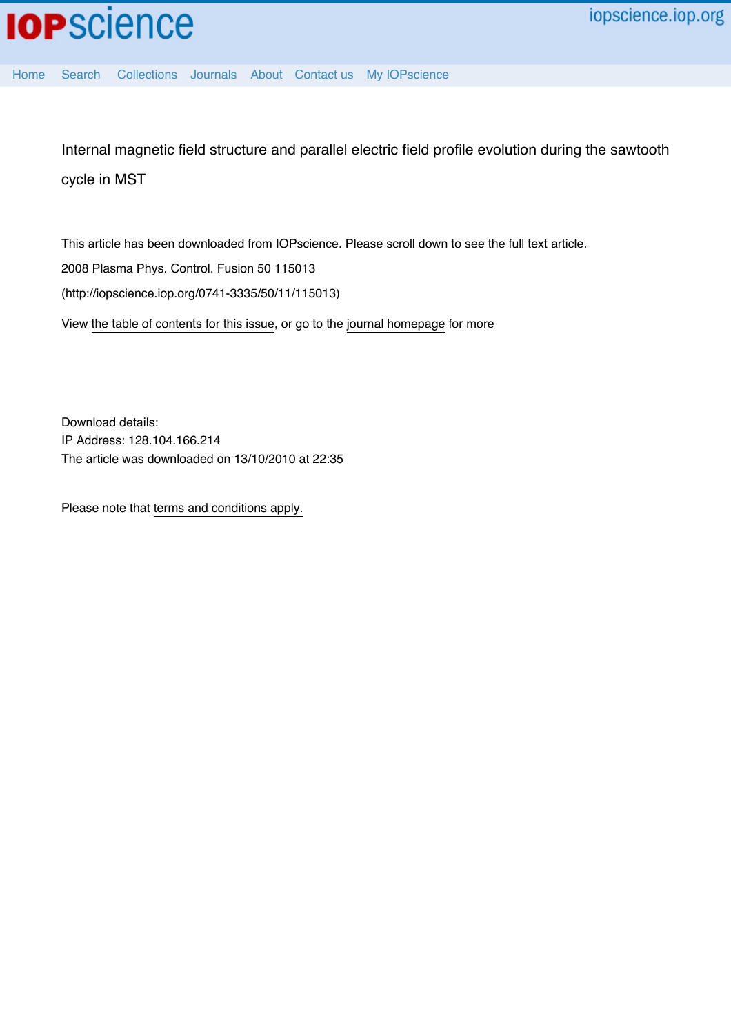# Internal magnetic field structure and parallel electric field profile evolution during the sawtooth cycle in MST

This article has been downloaded from IOPscience. Please scroll down to see the full text article.

2008 Plasma Phys. Control. Fusion 50 115013

(http://iopscience.iop.org/0741-3335/50/11/115013)

View the table of contents for this issue, or go to the journal homepage for more

Download details:

IP Address: 128.104.166.214

The article was downloaded on 13/10/2010 at 22:35

Please note that terms and conditions apply.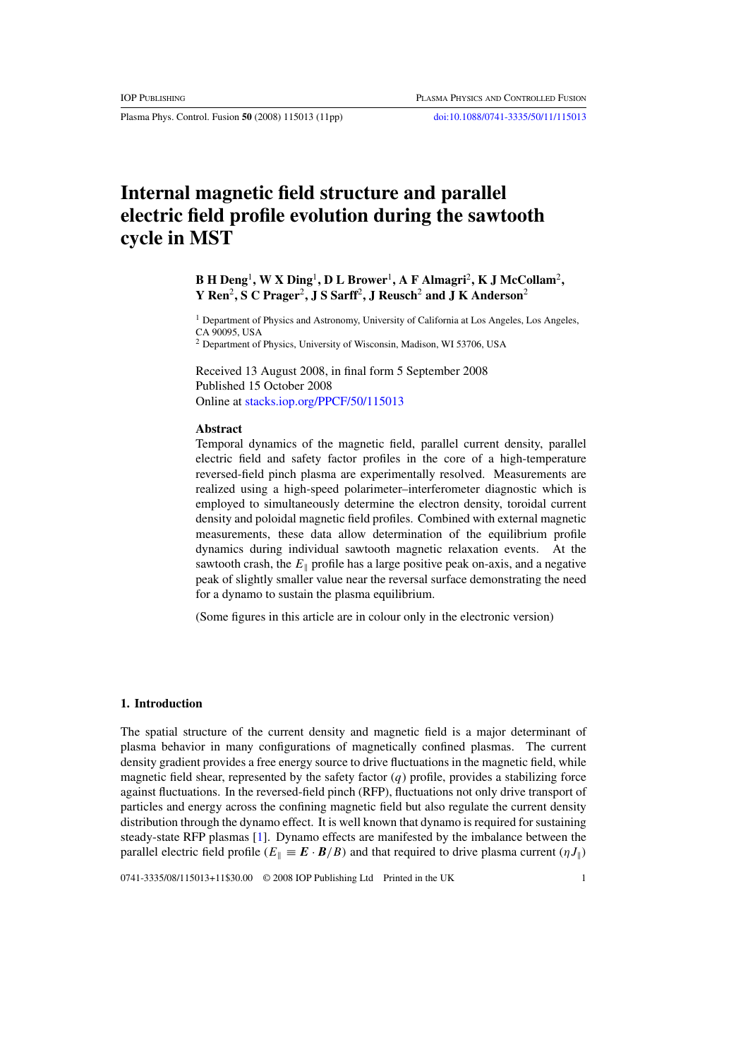# Internal magnetic field structure and parallel electric field profile evolution during the sawtooth cycle in MST

**B H Deng[1], W X Ding[1], D L Brower[1], A F Almagri[2], K J McCollam[2], Y Ren[2], S C Prager[2], J S Sarff[2], J Reusch[2] and J K Anderson[2]**

[1] Department of Physics and Astronomy, University of California at Los Angeles, Los Angeles, CA 90095, USA

[2] Department of Physics, University of Wisconsin, Madison, WI 53706, USA

Received 13 August 2008, in final form 5 September 2008
Published 15 October 2008
Online at stacks.iop.org/PPCF/50/115013

## Abstract

Temporal dynamics of the magnetic field, parallel current density, parallel electric field and safety factor profiles in the core of a high-temperature reversed-field pinch plasma are experimentally resolved. Measurements are realized using a high-speed polarimeter–interferometer diagnostic which is employed to simultaneously determine the electron density, toroidal current density and poloidal magnetic field profiles. Combined with external magnetic measurements, these data allow determination of the equilibrium profile dynamics during individual sawtooth magnetic relaxation events. At the sawtooth crash, the $E_\parallel$ profile has a large positive peak on-axis, and a negative peak of slightly smaller value near the reversal surface demonstrating the need for a dynamo to sustain the plasma equilibrium.

(Some figures in this article are in colour only in the electronic version)

## 1. Introduction

The spatial structure of the current density and magnetic field is a major determinant of plasma behavior in many configurations of magnetically confined plasmas. The current density gradient provides a free energy source to drive fluctuations in the magnetic field, while magnetic field shear, represented by the safety factor ($q$) profile, provides a stabilizing force against fluctuations. In the reversed-field pinch (RFP), fluctuations not only drive transport of particles and energy across the confining magnetic field but also regulate the current density distribution through the dynamo effect. It is well known that dynamo is required for sustaining steady-state RFP plasmas [1]. Dynamo effects are manifested by the imbalance between the parallel electric field profile ($E_\parallel \equiv \boldsymbol{E}\cdot\boldsymbol{B}/B$) and that required to drive plasma current ($\eta J_\parallel$)

0741-3335/08/115013+11$30.00 © 2008 IOP Publishing Ltd Printed in the UK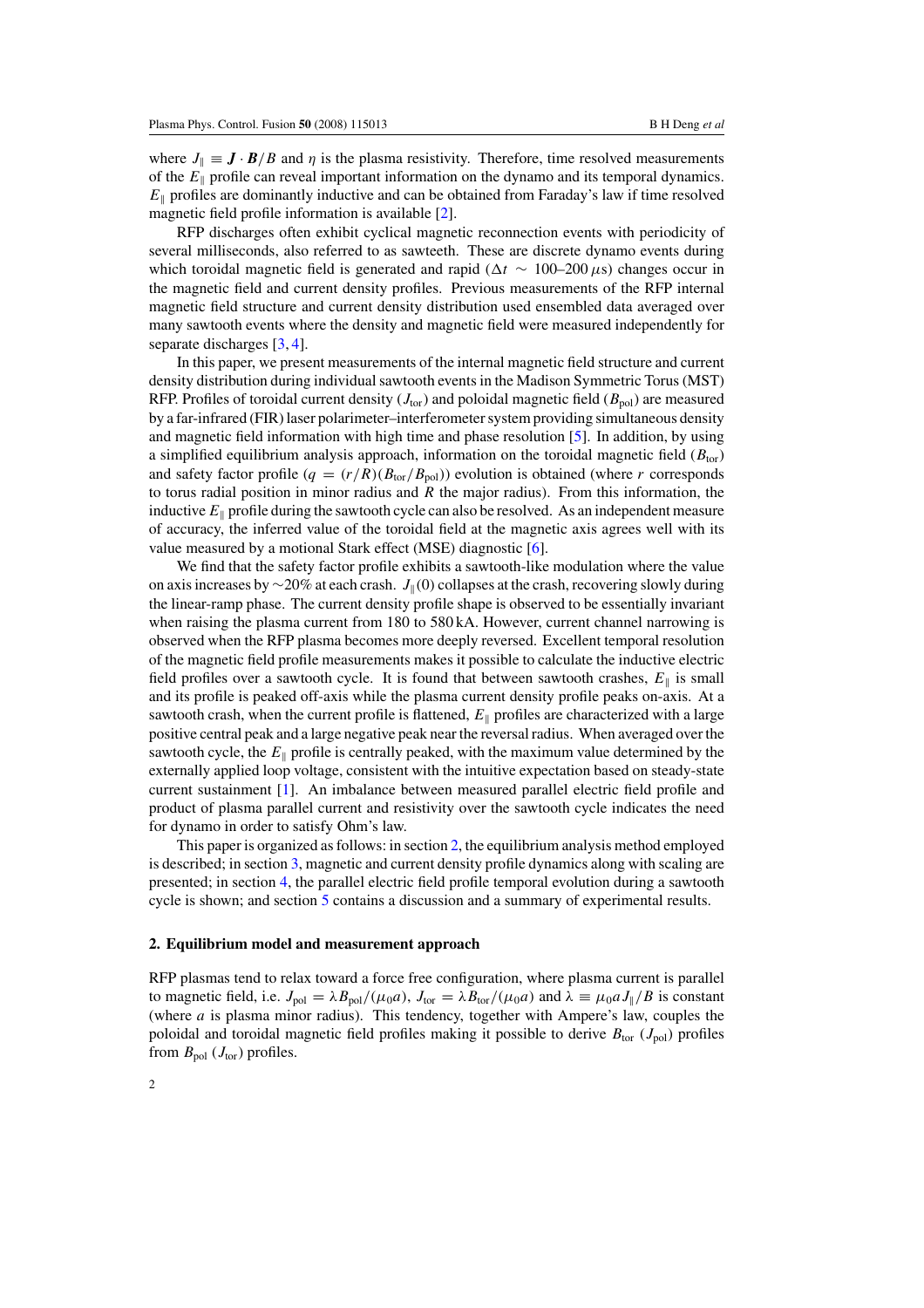where $J_\parallel \equiv \boldsymbol{J} \cdot \boldsymbol{B}/B$ and $\eta$ is the plasma resistivity. Therefore, time resolved measurements of the $E_\parallel$ profile can reveal important information on the dynamo and its temporal dynamics. $E_\parallel$ profiles are dominantly inductive and can be obtained from Faraday's law if time resolved magnetic field profile information is available [2].

RFP discharges often exhibit cyclical magnetic reconnection events with periodicity of several milliseconds, also referred to as sawteeth. These are discrete dynamo events during which toroidal magnetic field is generated and rapid ($\Delta t \sim 100$–$200\,\mu$s) changes occur in the magnetic field and current density profiles. Previous measurements of the RFP internal magnetic field structure and current density distribution used ensembled data averaged over many sawtooth events where the density and magnetic field were measured independently for separate discharges [3, 4].

In this paper, we present measurements of the internal magnetic field structure and current density distribution during individual sawtooth events in the Madison Symmetric Torus (MST) RFP. Profiles of toroidal current density ($J_{\rm tor}$) and poloidal magnetic field ($B_{\rm pol}$) are measured by a far-infrared (FIR) laser polarimeter–interferometer system providing simultaneous density and magnetic field information with high time and phase resolution [5]. In addition, by using a simplified equilibrium analysis approach, information on the toroidal magnetic field ($B_{\rm tor}$) and safety factor profile ($q = (r/R)(B_{\rm tor}/B_{\rm pol})$) evolution is obtained (where $r$ corresponds to torus radial position in minor radius and $R$ the major radius). From this information, the inductive $E_\parallel$ profile during the sawtooth cycle can also be resolved. As an independent measure of accuracy, the inferred value of the toroidal field at the magnetic axis agrees well with its value measured by a motional Stark effect (MSE) diagnostic [6].

We find that the safety factor profile exhibits a sawtooth-like modulation where the value on axis increases by ~20% at each crash. $J_\parallel(0)$ collapses at the crash, recovering slowly during the linear-ramp phase. The current density profile shape is observed to be essentially invariant when raising the plasma current from 180 to 580 kA. However, current channel narrowing is observed when the RFP plasma becomes more deeply reversed. Excellent temporal resolution of the magnetic field profile measurements makes it possible to calculate the inductive electric field profiles over a sawtooth cycle. It is found that between sawtooth crashes, $E_\parallel$ is small and its profile is peaked off-axis while the plasma current density profile peaks on-axis. At a sawtooth crash, when the current profile is flattened, $E_\parallel$ profiles are characterized with a large positive central peak and a large negative peak near the reversal radius. When averaged over the sawtooth cycle, the $E_\parallel$ profile is centrally peaked, with the maximum value determined by the externally applied loop voltage, consistent with the intuitive expectation based on steady-state current sustainment [1]. An imbalance between measured parallel electric field profile and product of plasma parallel current and resistivity over the sawtooth cycle indicates the need for dynamo in order to satisfy Ohm's law.

This paper is organized as follows: in section 2, the equilibrium analysis method employed is described; in section 3, magnetic and current density profile dynamics along with scaling are presented; in section 4, the parallel electric field profile temporal evolution during a sawtooth cycle is shown; and section 5 contains a discussion and a summary of experimental results.

## 2. Equilibrium model and measurement approach

RFP plasmas tend to relax toward a force free configuration, where plasma current is parallel to magnetic field, i.e. $J_{\rm pol} = \lambda B_{\rm pol}/(\mu_0 a)$, $J_{\rm tor} = \lambda B_{\rm tor}/(\mu_0 a)$ and $\lambda \equiv \mu_0 a J_\parallel / B$ is constant (where $a$ is plasma minor radius). This tendency, together with Ampere's law, couples the poloidal and toroidal magnetic field profiles making it possible to derive $B_{\rm tor}$ ($J_{\rm pol}$) profiles from $B_{\rm pol}$ ($J_{\rm tor}$) profiles.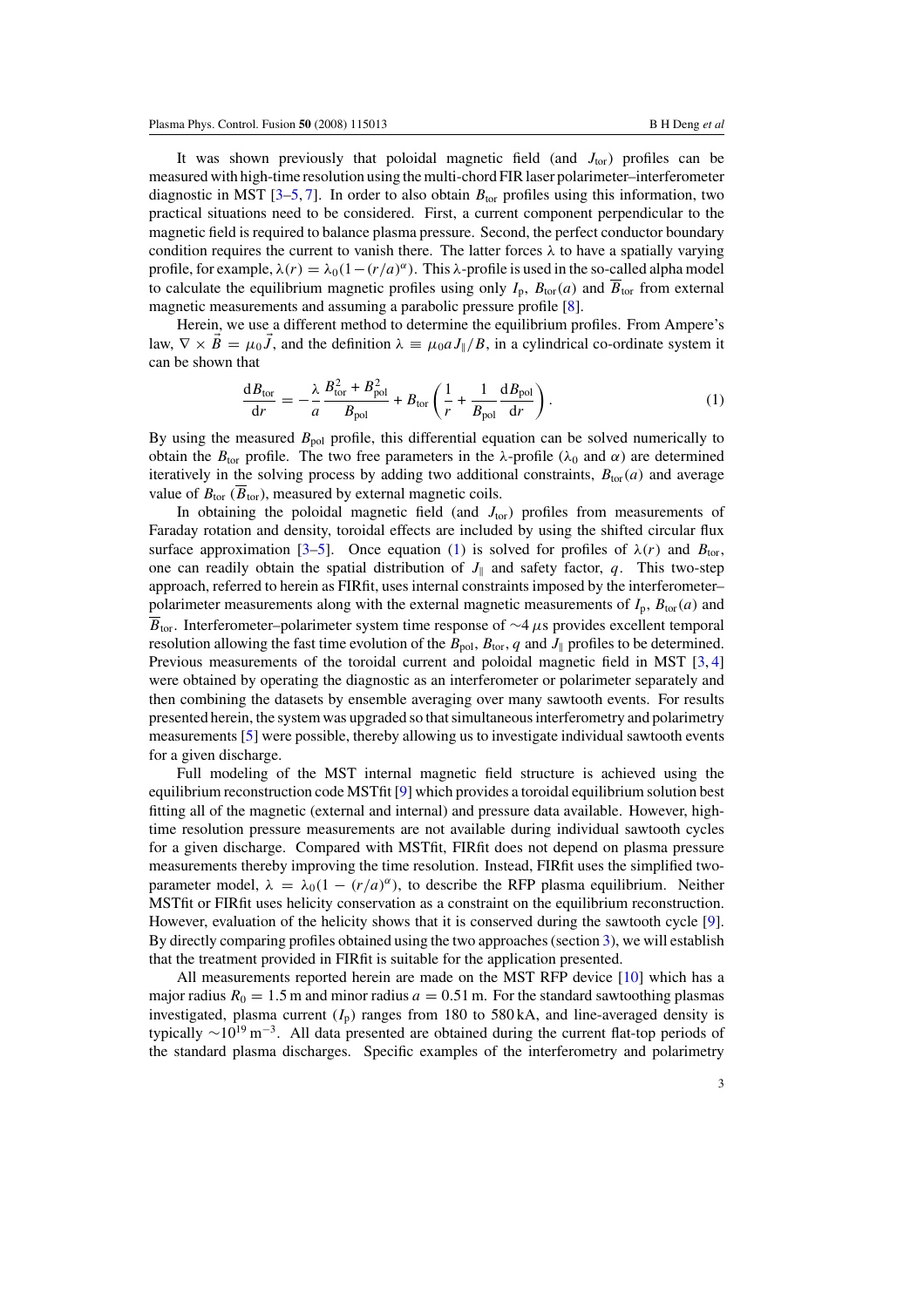It was shown previously that poloidal magnetic field (and $J_{tor}$) profiles can be measured with high-time resolution using the multi-chord FIR laser polarimeter–interferometer diagnostic in MST [3–5, 7]. In order to also obtain $B_{tor}$ profiles using this information, two practical situations need to be considered. First, a current component perpendicular to the magnetic field is required to balance plasma pressure. Second, the perfect conductor boundary condition requires the current to vanish there. The latter forces $\lambda$ to have a spatially varying profile, for example, $\lambda(r) = \lambda_0(1-(r/a)^{\alpha})$. This $\lambda$-profile is used in the so-called alpha model to calculate the equilibrium magnetic profiles using only $I_p$, $B_{tor}(a)$ and $\overline{B}_{tor}$ from external magnetic measurements and assuming a parabolic pressure profile [8].

Herein, we use a different method to determine the equilibrium profiles. From Ampere's law, $\nabla \times \vec{B} = \mu_0 \vec{J}$, and the definition $\lambda \equiv \mu_0 a J_{\parallel}/B$, in a cylindrical co-ordinate system it can be shown that

$$\frac{\mathrm{d}B_{tor}}{\mathrm{d}r} = -\frac{\lambda}{a}\frac{B_{tor}^2 + B_{pol}^2}{B_{pol}} + B_{tor}\left(\frac{1}{r} + \frac{1}{B_{pol}}\frac{\mathrm{d}B_{pol}}{\mathrm{d}r}\right). \tag{1}$$

By using the measured $B_{pol}$ profile, this differential equation can be solved numerically to obtain the $B_{tor}$ profile. The two free parameters in the $\lambda$-profile ($\lambda_0$ and $\alpha$) are determined iteratively in the solving process by adding two additional constraints, $B_{tor}(a)$ and average value of $B_{tor}$ ($\overline{B}_{tor}$), measured by external magnetic coils.

In obtaining the poloidal magnetic field (and $J_{tor}$) profiles from measurements of Faraday rotation and density, toroidal effects are included by using the shifted circular flux surface approximation [3–5]. Once equation (1) is solved for profiles of $\lambda(r)$ and $B_{tor}$, one can readily obtain the spatial distribution of $J_{\parallel}$ and safety factor, $q$. This two-step approach, referred to herein as FIRfit, uses internal constraints imposed by the interferometer–polarimeter measurements along with the external magnetic measurements of $I_p$, $B_{tor}(a)$ and $\overline{B}_{tor}$. Interferometer–polarimeter system time response of $\sim$4 $\mu$s provides excellent temporal resolution allowing the fast time evolution of the $B_{pol}$, $B_{tor}$, $q$ and $J_{\parallel}$ profiles to be determined. Previous measurements of the toroidal current and poloidal magnetic field in MST [3, 4] were obtained by operating the diagnostic as an interferometer or polarimeter separately and then combining the datasets by ensemble averaging over many sawtooth events. For results presented herein, the system was upgraded so that simultaneous interferometry and polarimetry measurements [5] were possible, thereby allowing us to investigate individual sawtooth events for a given discharge.

Full modeling of the MST internal magnetic field structure is achieved using the equilibrium reconstruction code MSTfit [9] which provides a toroidal equilibrium solution best fitting all of the magnetic (external and internal) and pressure data available. However, high-time resolution pressure measurements are not available during individual sawtooth cycles for a given discharge. Compared with MSTfit, FIRfit does not depend on plasma pressure measurements thereby improving the time resolution. Instead, FIRfit uses the simplified two-parameter model, $\lambda = \lambda_0(1 - (r/a)^{\alpha})$, to describe the RFP plasma equilibrium. Neither MSTfit or FIRfit uses helicity conservation as a constraint on the equilibrium reconstruction. However, evaluation of the helicity shows that it is conserved during the sawtooth cycle [9]. By directly comparing profiles obtained using the two approaches (section 3), we will establish that the treatment provided in FIRfit is suitable for the application presented.

All measurements reported herein are made on the MST RFP device [10] which has a major radius $R_0 = 1.5$ m and minor radius $a = 0.51$ m. For the standard sawtoothing plasmas investigated, plasma current ($I_p$) ranges from 180 to 580 kA, and line-averaged density is typically $\sim 10^{19}$ m$^{-3}$. All data presented are obtained during the current flat-top periods of the standard plasma discharges. Specific examples of the interferometry and polarimetry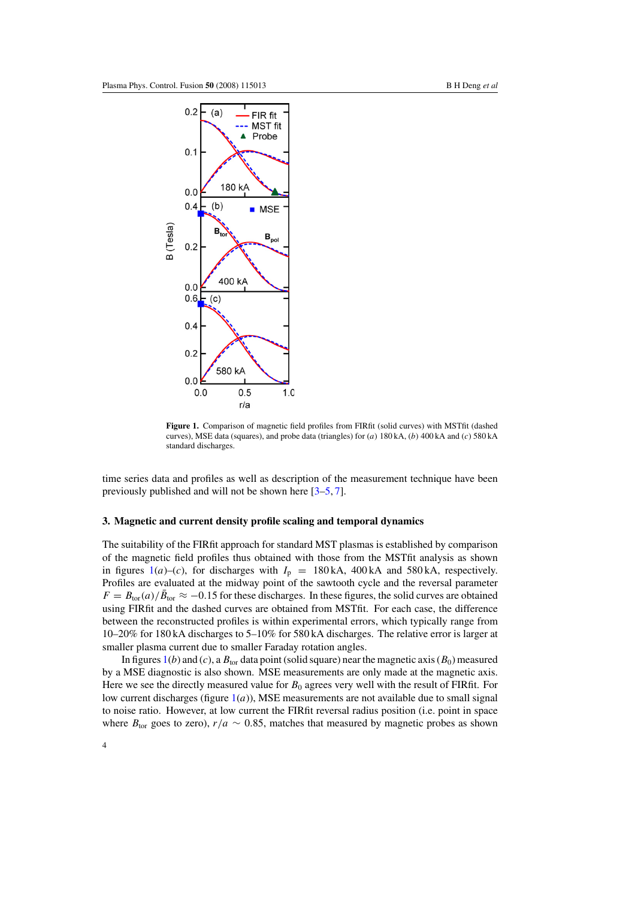**Figure 1.** Comparison of magnetic field profiles from FIRfit (solid curves) with MSTfit (dashed curves), MSE data (squares), and probe data (triangles) for (*a*) 180 kA, (*b*) 400 kA and (*c*) 580 kA standard discharges.

time series data and profiles as well as description of the measurement technique have been previously published and will not be shown here [3–5, 7].

### 3. Magnetic and current density profile scaling and temporal dynamics

The suitability of the FIRfit approach for standard MST plasmas is established by comparison of the magnetic field profiles thus obtained with those from the MSTfit analysis as shown in figures 1(*a*)–(*c*), for discharges with $I_p = 180$ kA, 400 kA and 580 kA, respectively. Profiles are evaluated at the midway point of the sawtooth cycle and the reversal parameter $F = B_{tor}(a)/\bar{B}_{tor} \approx -0.15$ for these discharges. In these figures, the solid curves are obtained using FIRfit and the dashed curves are obtained from MSTfit. For each case, the difference between the reconstructed profiles is within experimental errors, which typically range from 10–20% for 180 kA discharges to 5–10% for 580 kA discharges. The relative error is larger at smaller plasma current due to smaller Faraday rotation angles.

In figures 1(*b*) and (*c*), a $B_{tor}$ data point (solid square) near the magnetic axis ($B_0$) measured by a MSE diagnostic is also shown. MSE measurements are only made at the magnetic axis. Here we see the directly measured value for $B_0$ agrees very well with the result of FIRfit. For low current discharges (figure 1(*a*)), MSE measurements are not available due to small signal to noise ratio. However, at low current the FIRfit reversal radius position (i.e. point in space where $B_{tor}$ goes to zero), $r/a \sim 0.85$, matches that measured by magnetic probes as shown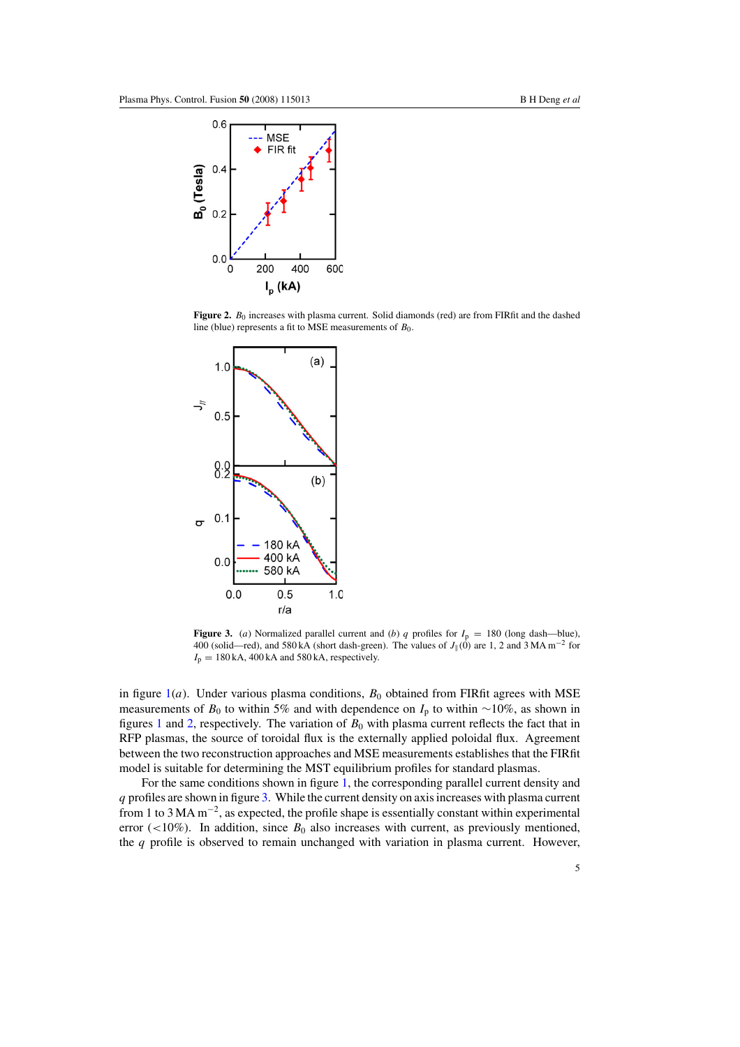**Figure 2.** $B_0$ increases with plasma current. Solid diamonds (red) are from FIRfit and the dashed line (blue) represents a fit to MSE measurements of $B_0$.

**Figure 3.** (*a*) Normalized parallel current and (*b*) $q$ profiles for $I_p = 180$ (long dash—blue), 400 (solid—red), and 580 kA (short dash-green). The values of $J_\parallel(0)$ are 1, 2 and 3 MA m$^{-2}$ for $I_p = 180$ kA, 400 kA and 580 kA, respectively.

in figure 1(*a*). Under various plasma conditions, $B_0$ obtained from FIRfit agrees with MSE measurements of $B_0$ to within 5% and with dependence on $I_p$ to within ~10%, as shown in figures 1 and 2, respectively. The variation of $B_0$ with plasma current reflects the fact that in RFP plasmas, the source of toroidal flux is the externally applied poloidal flux. Agreement between the two reconstruction approaches and MSE measurements establishes that the FIRfit model is suitable for determining the MST equilibrium profiles for standard plasmas.

For the same conditions shown in figure 1, the corresponding parallel current density and $q$ profiles are shown in figure 3. While the current density on axis increases with plasma current from 1 to 3 MA m$^{-2}$, as expected, the profile shape is essentially constant within experimental error (<10%). In addition, since $B_0$ also increases with current, as previously mentioned, the $q$ profile is observed to remain unchanged with variation in plasma current. However,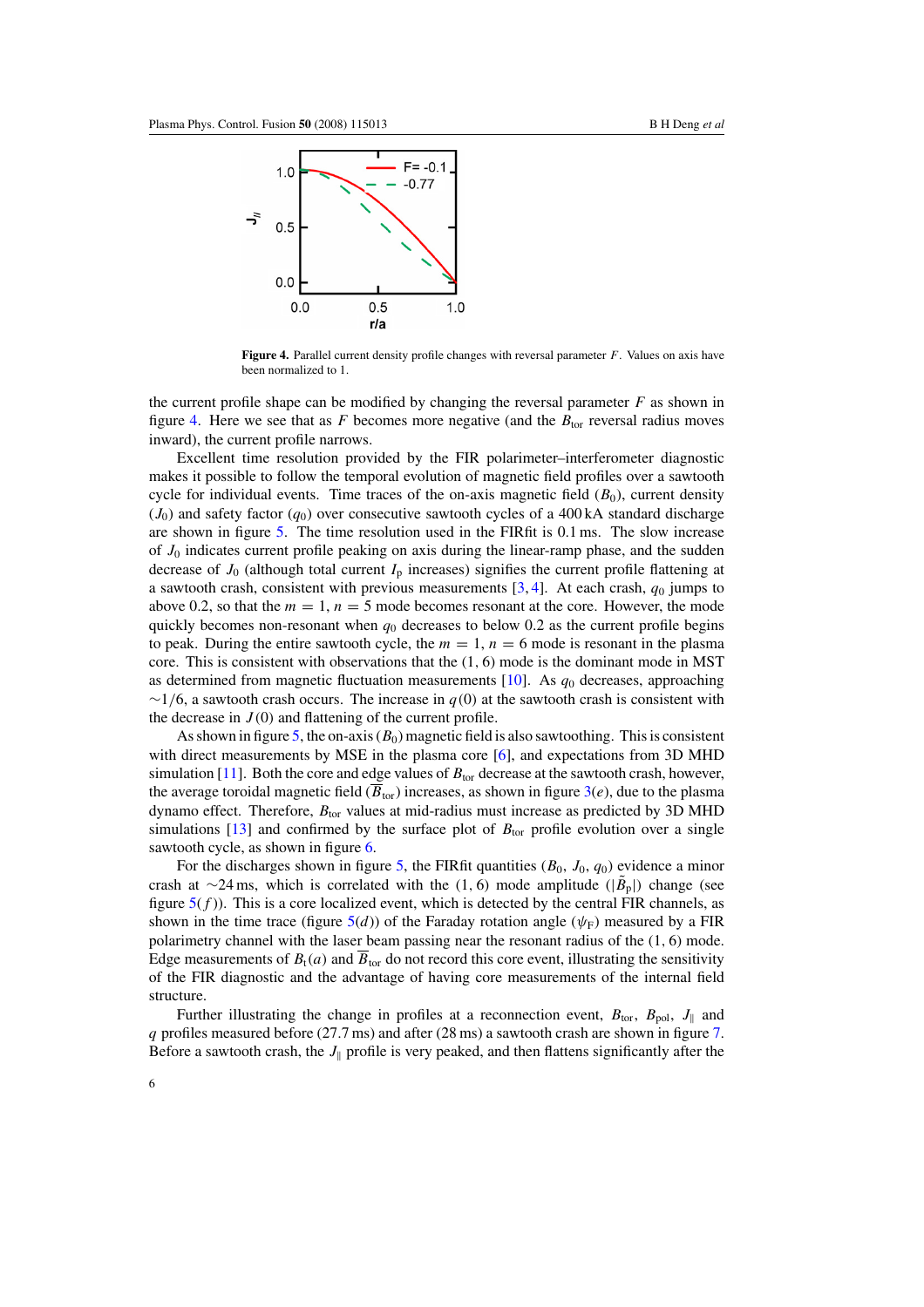**Figure 4.** Parallel current density profile changes with reversal parameter $F$. Values on axis have been normalized to 1.

the current profile shape can be modified by changing the reversal parameter $F$ as shown in figure 4. Here we see that as $F$ becomes more negative (and the $B_{tor}$ reversal radius moves inward), the current profile narrows.

Excellent time resolution provided by the FIR polarimeter–interferometer diagnostic makes it possible to follow the temporal evolution of magnetic field profiles over a sawtooth cycle for individual events. Time traces of the on-axis magnetic field ($B_0$), current density ($J_0$) and safety factor ($q_0$) over consecutive sawtooth cycles of a 400 kA standard discharge are shown in figure 5. The time resolution used in the FIRfit is 0.1 ms. The slow increase of $J_0$ indicates current profile peaking on axis during the linear-ramp phase, and the sudden decrease of $J_0$ (although total current $I_p$ increases) signifies the current profile flattening at a sawtooth crash, consistent with previous measurements [3, 4]. At each crash, $q_0$ jumps to above 0.2, so that the $m = 1, n = 5$ mode becomes resonant at the core. However, the mode quickly becomes non-resonant when $q_0$ decreases to below 0.2 as the current profile begins to peak. During the entire sawtooth cycle, the $m = 1, n = 6$ mode is resonant in the plasma core. This is consistent with observations that the (1, 6) mode is the dominant mode in MST as determined from magnetic fluctuation measurements [10]. As $q_0$ decreases, approaching $\sim 1/6$, a sawtooth crash occurs. The increase in $q(0)$ at the sawtooth crash is consistent with the decrease in $J(0)$ and flattening of the current profile.

As shown in figure 5, the on-axis ($B_0$) magnetic field is also sawtoothing. This is consistent with direct measurements by MSE in the plasma core [6], and expectations from 3D MHD simulation [11]. Both the core and edge values of $B_{tor}$ decrease at the sawtooth crash, however, the average toroidal magnetic field ($\overline{B}_{tor}$) increases, as shown in figure 3(*e*), due to the plasma dynamo effect. Therefore, $B_{tor}$ values at mid-radius must increase as predicted by 3D MHD simulations [13] and confirmed by the surface plot of $B_{tor}$ profile evolution over a single sawtooth cycle, as shown in figure 6.

For the discharges shown in figure 5, the FIRfit quantities ($B_0$, $J_0$, $q_0$) evidence a minor crash at $\sim$24 ms, which is correlated with the (1, 6) mode amplitude ($|\tilde{B}_p|$) change (see figure 5(*f*)). This is a core localized event, which is detected by the central FIR channels, as shown in the time trace (figure 5(*d*)) of the Faraday rotation angle ($\psi_F$) measured by a FIR polarimetry channel with the laser beam passing near the resonant radius of the (1, 6) mode. Edge measurements of $B_t(a)$ and $\overline{B}_{tor}$ do not record this core event, illustrating the sensitivity of the FIR diagnostic and the advantage of having core measurements of the internal field structure.

Further illustrating the change in profiles at a reconnection event, $B_{tor}$, $B_{pol}$, $J_\parallel$ and $q$ profiles measured before (27.7 ms) and after (28 ms) a sawtooth crash are shown in figure 7. Before a sawtooth crash, the $J_\parallel$ profile is very peaked, and then flattens significantly after the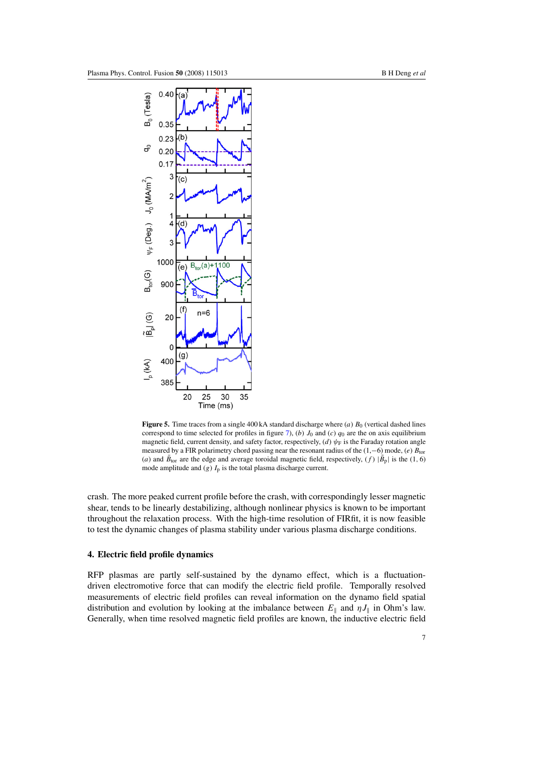**Figure 5.** Time traces from a single 400 kA standard discharge where (*a*) $B_0$ (vertical dashed lines correspond to time selected for profiles in figure 7), (*b*) $J_0$ and (*c*) $q_0$ are the on axis equilibrium magnetic field, current density, and safety factor, respectively, (*d*) $\psi_F$ is the Faraday rotation angle measured by a FIR polarimetry chord passing near the resonant radius of the (1,−6) mode, (*e*) $B_{tor}$ (*a*) and $\bar{B}_{tor}$ are the edge and average toroidal magnetic field, respectively, (*f*) $|\tilde{B}_p|$ is the (1, 6) mode amplitude and (*g*) $I_p$ is the total plasma discharge current.

crash. The more peaked current profile before the crash, with correspondingly lesser magnetic shear, tends to be linearly destabilizing, although nonlinear physics is known to be important throughout the relaxation process. With the high-time resolution of FIRfit, it is now feasible to test the dynamic changes of plasma stability under various plasma discharge conditions.

## 4. Electric field profile dynamics

RFP plasmas are partly self-sustained by the dynamo effect, which is a fluctuation-driven electromotive force that can modify the electric field profile. Temporally resolved measurements of electric field profiles can reveal information on the dynamo field spatial distribution and evolution by looking at the imbalance between $E_\parallel$ and $\eta J_\parallel$ in Ohm's law. Generally, when time resolved magnetic field profiles are known, the inductive electric field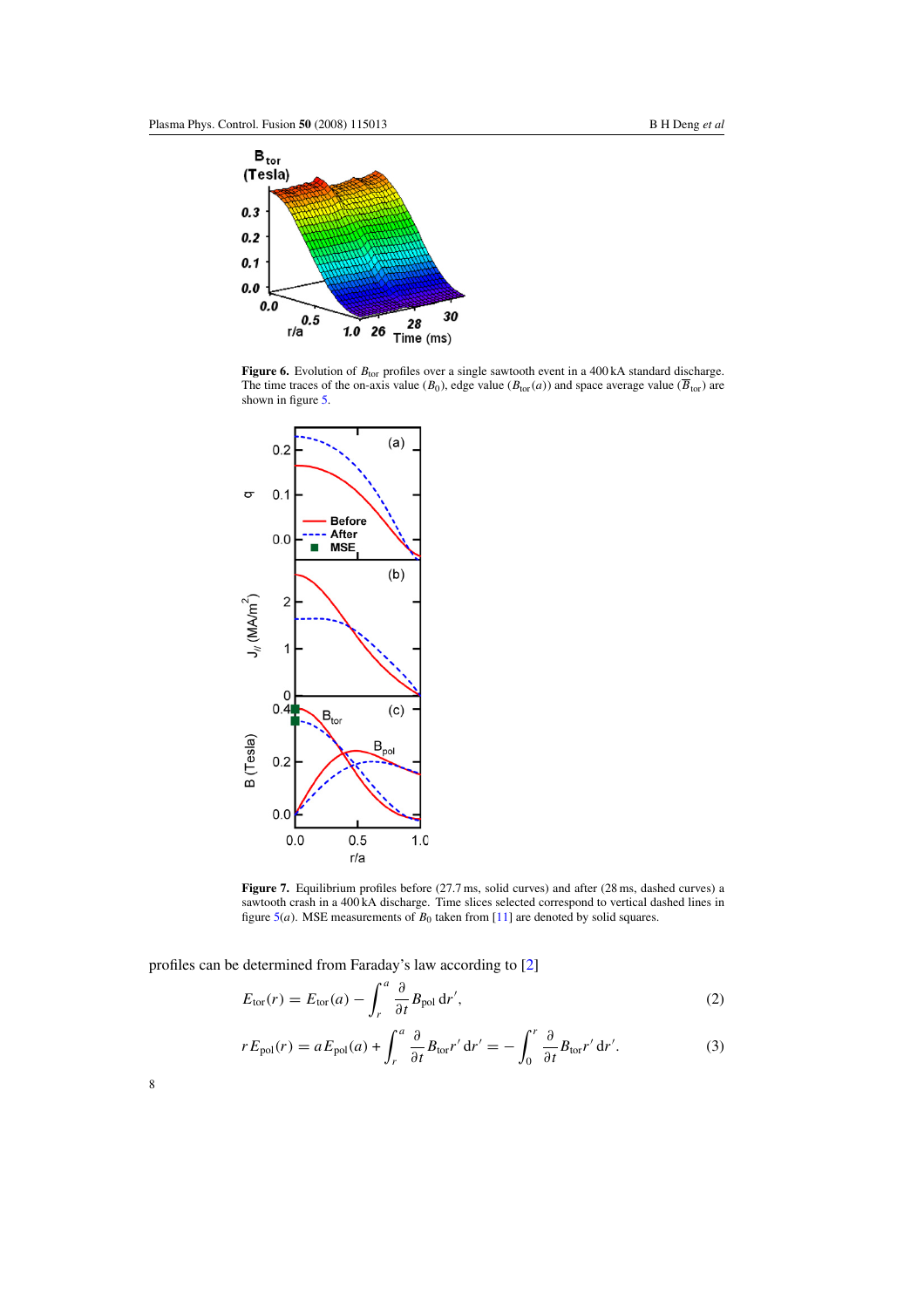**Figure 6.** Evolution of $B_{\text{tor}}$ profiles over a single sawtooth event in a 400 kA standard discharge. The time traces of the on-axis value ($B_0$), edge value ($B_{\text{tor}}(a)$) and space average value ($\overline{B}_{\text{tor}}$) are shown in figure 5.

**Figure 7.** Equilibrium profiles before (27.7 ms, solid curves) and after (28 ms, dashed curves) a sawtooth crash in a 400 kA discharge. Time slices selected correspond to vertical dashed lines in figure 5(*a*). MSE measurements of $B_0$ taken from [11] are denoted by solid squares.

profiles can be determined from Faraday's law according to [2]

$$E_{\text{tor}}(r) = E_{\text{tor}}(a) - \int_r^a \frac{\partial}{\partial t} B_{\text{pol}} \, \mathrm{d}r', \tag{2}$$

$$r E_{\text{pol}}(r) = a E_{\text{pol}}(a) + \int_r^a \frac{\partial}{\partial t} B_{\text{tor}} r' \, \mathrm{d}r' = - \int_0^r \frac{\partial}{\partial t} B_{\text{tor}} r' \, \mathrm{d}r'. \tag{3}$$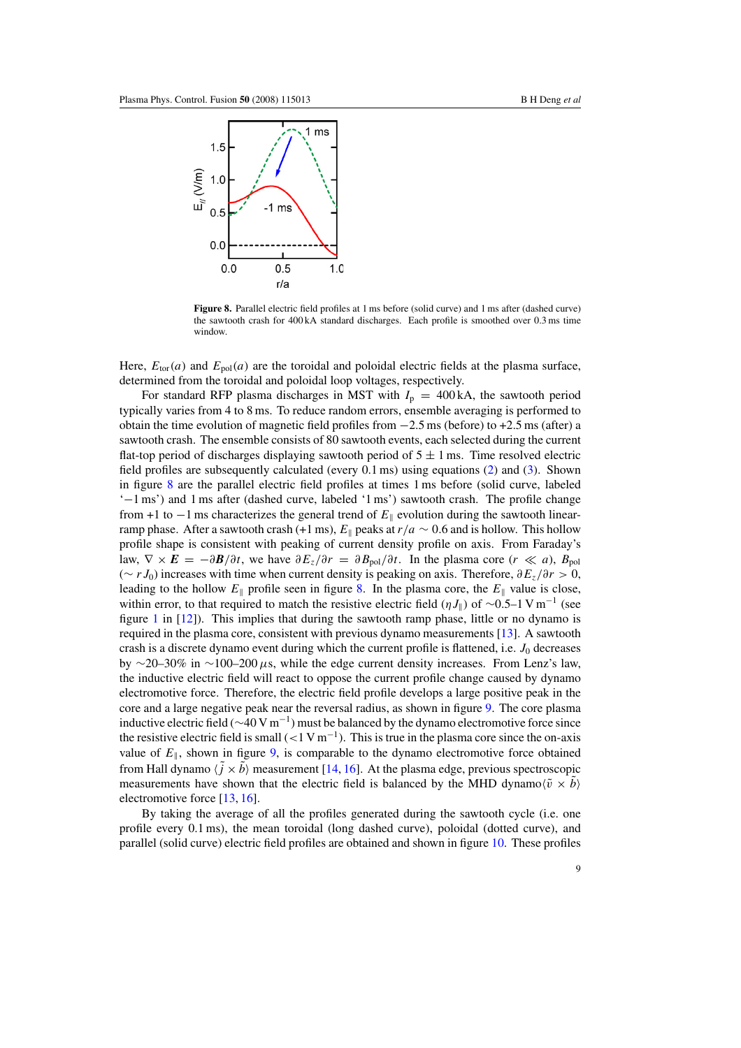**Figure 8.** Parallel electric field profiles at 1 ms before (solid curve) and 1 ms after (dashed curve) the sawtooth crash for 400 kA standard discharges. Each profile is smoothed over 0.3 ms time window.

Here, $E_{\mathrm{tor}}(a)$ and $E_{\mathrm{pol}}(a)$ are the toroidal and poloidal electric fields at the plasma surface, determined from the toroidal and poloidal loop voltages, respectively.

For standard RFP plasma discharges in MST with $I_{\mathrm{p}} = 400\,\mathrm{kA}$, the sawtooth period typically varies from 4 to 8 ms. To reduce random errors, ensemble averaging is performed to obtain the time evolution of magnetic field profiles from −2.5 ms (before) to +2.5 ms (after) a sawtooth crash. The ensemble consists of 80 sawtooth events, each selected during the current flat-top period of discharges displaying sawtooth period of $5 \pm 1$ ms. Time resolved electric field profiles are subsequently calculated (every 0.1 ms) using equations (2) and (3). Shown in figure 8 are the parallel electric field profiles at times 1 ms before (solid curve, labeled '−1 ms') and 1 ms after (dashed curve, labeled '1 ms') sawtooth crash. The profile change from +1 to −1 ms characterizes the general trend of $E_{\parallel}$ evolution during the sawtooth linear-ramp phase. After a sawtooth crash (+1 ms), $E_{\parallel}$ peaks at $r/a \sim 0.6$ and is hollow. This hollow profile shape is consistent with peaking of current density profile on axis. From Faraday's law, $\nabla \times \boldsymbol{E} = -\partial \boldsymbol{B}/\partial t$, we have $\partial E_z/\partial r = \partial B_{\mathrm{pol}}/\partial t$. In the plasma core ($r \ll a$), $B_{\mathrm{pol}}$ ($\sim rJ_0$) increases with time when current density is peaking on axis. Therefore, $\partial E_z/\partial r > 0$, leading to the hollow $E_{\parallel}$ profile seen in figure 8. In the plasma core, the $E_{\parallel}$ value is close, within error, to that required to match the resistive electric field ($\eta J_{\parallel}$) of ∼0.5–1 V m$^{-1}$ (see figure 1 in [12]). This implies that during the sawtooth ramp phase, little or no dynamo is required in the plasma core, consistent with previous dynamo measurements [13]. A sawtooth crash is a discrete dynamo event during which the current profile is flattened, i.e. $J_0$ decreases by ∼20–30% in ∼100–200 $\mu$s, while the edge current density increases. From Lenz's law, the inductive electric field will react to oppose the current profile change caused by dynamo electromotive force. Therefore, the electric field profile develops a large positive peak in the core and a large negative peak near the reversal radius, as shown in figure 9. The core plasma inductive electric field (∼40 V m$^{-1}$) must be balanced by the dynamo electromotive force since the resistive electric field is small (<1 V m$^{-1}$). This is true in the plasma core since the on-axis value of $E_{\parallel}$, shown in figure 9, is comparable to the dynamo electromotive force obtained from Hall dynamo $\langle \tilde{j} \times \tilde{b} \rangle$ measurement [14, 16]. At the plasma edge, previous spectroscopic measurements have shown that the electric field is balanced by the MHD dynamo $\langle \tilde{v} \times \tilde{b} \rangle$ electromotive force [13, 16].

By taking the average of all the profiles generated during the sawtooth cycle (i.e. one profile every 0.1 ms), the mean toroidal (long dashed curve), poloidal (dotted curve), and parallel (solid curve) electric field profiles are obtained and shown in figure 10. These profiles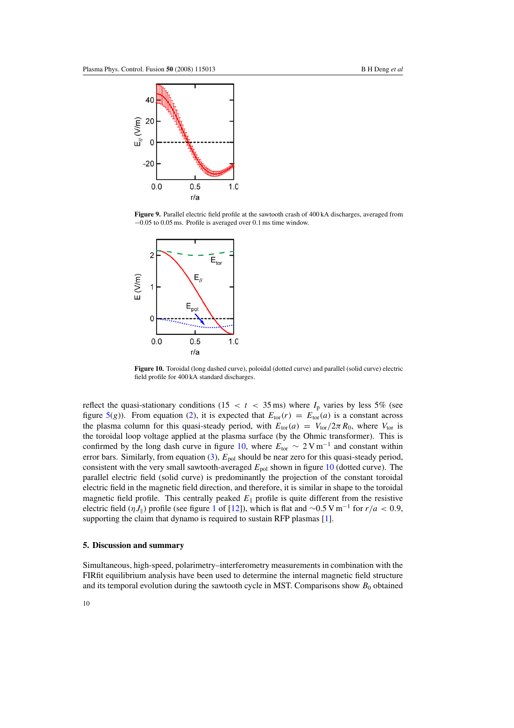**Figure 9.** Parallel electric field profile at the sawtooth crash of 400 kA discharges, averaged from −0.05 to 0.05 ms. Profile is averaged over 0.1 ms time window.

**Figure 10.** Toroidal (long dashed curve), poloidal (dotted curve) and parallel (solid curve) electric field profile for 400 kA standard discharges.

reflect the quasi-stationary conditions ($15 < t < 35$ ms) where $I_p$ varies by less 5% (see figure 5(*g*)). From equation (2), it is expected that $E_{tor}(r) = E_{tor}(a)$ is a constant across the plasma column for this quasi-steady period, with $E_{tor}(a) = V_{tor}/2\pi R_0$, where $V_{tor}$ is the toroidal loop voltage applied at the plasma surface (by the Ohmic transformer). This is confirmed by the long dash curve in figure 10, where $E_{tor} \sim 2\,\text{V}\,\text{m}^{-1}$ and constant within error bars. Similarly, from equation (3), $E_{pol}$ should be near zero for this quasi-steady period, consistent with the very small sawtooth-averaged $E_{pol}$ shown in figure 10 (dotted curve). The parallel electric field (solid curve) is predominantly the projection of the constant toroidal electric field in the magnetic field direction, and therefore, it is similar in shape to the toroidal magnetic field profile. This centrally peaked $E_\parallel$ profile is quite different from the resistive electric field ($\eta J_\parallel$) profile (see figure 1 of [12]), which is flat and $\sim 0.5\,\text{V}\,\text{m}^{-1}$ for $r/a < 0.9$, supporting the claim that dynamo is required to sustain RFP plasmas [1].

## 5. Discussion and summary

Simultaneous, high-speed, polarimetry–interferometry measurements in combination with the FIRfit equilibrium analysis have been used to determine the internal magnetic field structure and its temporal evolution during the sawtooth cycle in MST. Comparisons show $B_0$ obtained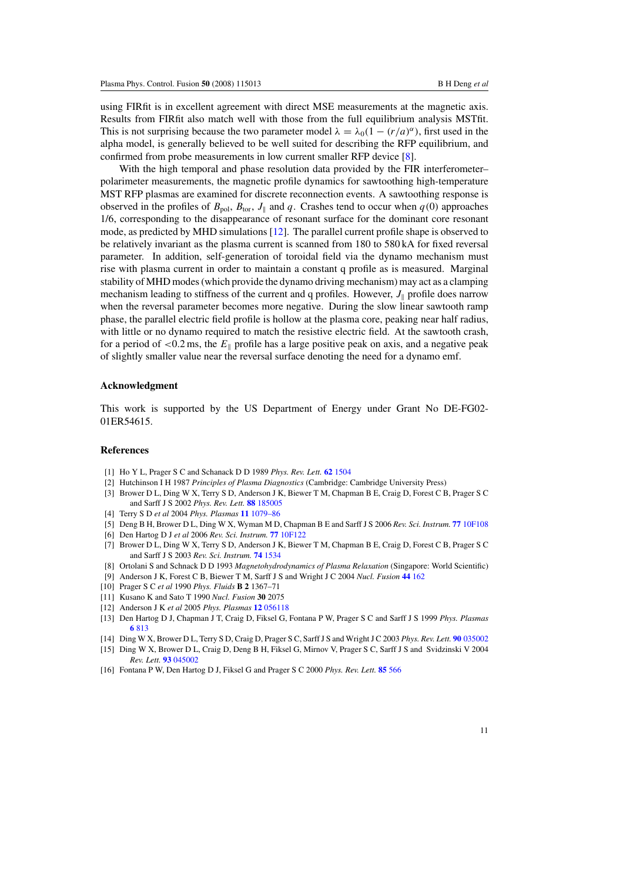using FIRfit is in excellent agreement with direct MSE measurements at the magnetic axis. Results from FIRfit also match well with those from the full equilibrium analysis MSTfit. This is not surprising because the two parameter model $\lambda = \lambda_0(1 - (r/a)^\alpha)$, first used in the alpha model, is generally believed to be well suited for describing the RFP equilibrium, and confirmed from probe measurements in low current smaller RFP device [8].

With the high temporal and phase resolution data provided by the FIR interferometer–polarimeter measurements, the magnetic profile dynamics for sawtoothing high-temperature MST RFP plasmas are examined for discrete reconnection events. A sawtoothing response is observed in the profiles of $B_{\mathrm{pol}}$, $B_{\mathrm{tor}}$, $J_\parallel$ and $q$. Crashes tend to occur when $q(0)$ approaches 1/6, corresponding to the disappearance of resonant surface for the dominant core resonant mode, as predicted by MHD simulations [12]. The parallel current profile shape is observed to be relatively invariant as the plasma current is scanned from 180 to 580 kA for fixed reversal parameter. In addition, self-generation of toroidal field via the dynamo mechanism must rise with plasma current in order to maintain a constant q profile as is measured. Marginal stability of MHD modes (which provide the dynamo driving mechanism) may act as a clamping mechanism leading to stiffness of the current and q profiles. However, $J_\parallel$ profile does narrow when the reversal parameter becomes more negative. During the slow linear sawtooth ramp phase, the parallel electric field profile is hollow at the plasma core, peaking near half radius, with little or no dynamo required to match the resistive electric field. At the sawtooth crash, for a period of $<0.2$ ms, the $E_\parallel$ profile has a large positive peak on axis, and a negative peak of slightly smaller value near the reversal surface denoting the need for a dynamo emf.

## Acknowledgment

This work is supported by the US Department of Energy under Grant No DE-FG02-01ER54615.

## References

[1] Ho Y L, Prager S C and Schnack D D 1989 *Phys. Rev. Lett.* **62** 1504

[2] Hutchinson I H 1987 *Principles of Plasma Diagnostics* (Cambridge: Cambridge University Press)

[3] Brower D L, Ding W X, Terry S D, Anderson J K, Biewer T M, Chapman B E, Craig D, Forest C B, Prager S C and Sarff J S 2002 *Phys. Rev. Lett.* **88** 185005

[4] Terry S D *et al* 2004 *Phys. Plasmas* **11** 1079–86

[5] Deng B H, Brower D L, Ding W X, Wyman M D, Chapman B E and Sarff J S 2006 *Rev. Sci. Instrum.* **77** 10F108

[6] Den Hartog D J *et al* 2006 *Rev. Sci. Instrum.* **77** 10F122

[7] Brower D L, Ding W X, Terry S D, Anderson J K, Biewer T M, Chapman B E, Craig D, Forest C B, Prager S C and Sarff J S 2003 *Rev. Sci. Instrum.* **74** 1534

[8] Ortolani S and Schnack D D 1993 *Magnetohydrodynamics of Plasma Relaxation* (Singapore: World Scientific)

[9] Anderson J K, Forest C B, Biewer T M, Sarff J S and Wright J C 2004 *Nucl. Fusion* **44** 162

[10] Prager S C *et al* 1990 *Phys. Fluids* **B 2** 1367–71

[11] Kusano K and Sato T 1990 *Nucl. Fusion* **30** 2075

[12] Anderson J K *et al* 2005 *Phys. Plasmas* **12** 056118

[13] Den Hartog D J, Chapman J T, Craig D, Fiksel G, Fontana P W, Prager S C and Sarff J S 1999 *Phys. Plasmas* **6** 813

[14] Ding W X, Brower D L, Terry S D, Craig D, Prager S C, Sarff J S and Wright J C 2003 *Phys. Rev. Lett.* **90** 035002

[15] Ding W X, Brower D L, Craig D, Deng B H, Fiksel G, Mirnov V, Prager S C, Sarff J S and Svidzinski V 2004 *Rev. Lett.* **93** 045002

[16] Fontana P W, Den Hartog D J, Fiksel G and Prager S C 2000 *Phys. Rev. Lett.* **85** 566